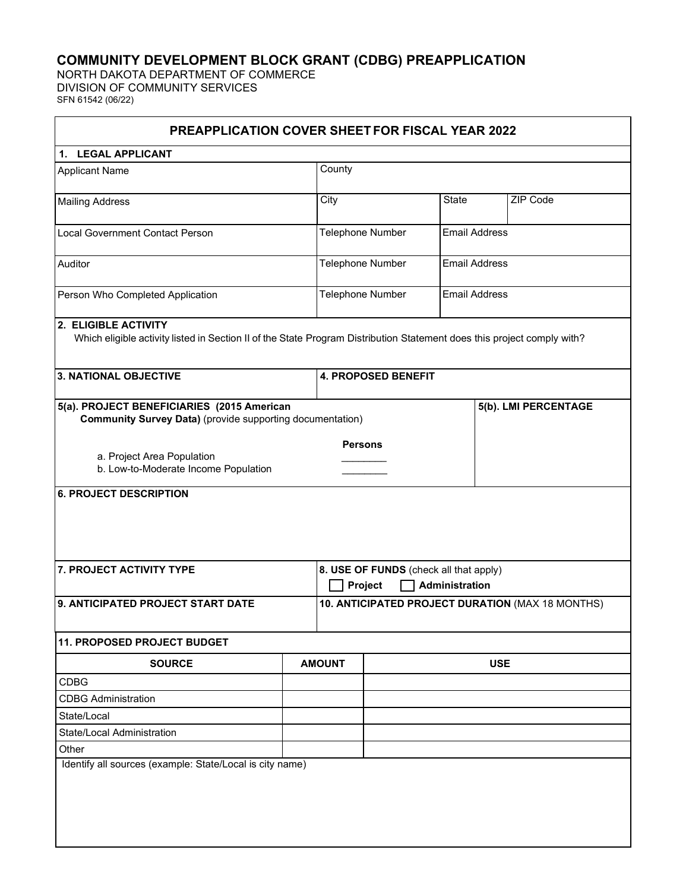# COMMUNITY DEVELOPMENT BLOCK GRANT (CDBG) PREAPPLICATION

NORTH DAKOTA DEPARTMENT OF COMMERCE
DIVISION OF COMMUNITY SERVICES
SFN 61542 (06/22)

## PREAPPLICATION COVER SHEET FOR FISCAL YEAR 2022

**1. LEGAL APPLICANT**

| | | | |
|---|---|---|---|
| Applicant Name | County | | |
| Mailing Address | City | State | ZIP Code |
| Local Government Contact Person | Telephone Number | Email Address | |
| Auditor | Telephone Number | Email Address | |
| Person Who Completed Application | Telephone Number | Email Address | |

**2. ELIGIBLE ACTIVITY**

Which eligible activity listed in Section II of the State Program Distribution Statement does this project comply with?

**3. NATIONAL OBJECTIVE**

**4. PROPOSED BENEFIT**

**5(a). PROJECT BENEFICIARIES (2015 American Community Survey Data)** (provide supporting documentation)

| | Persons |
|---|---|
| a. Project Area Population | ________ |
| b. Low-to-Moderate Income Population | ________ |

**5(b). LMI PERCENTAGE**

**6. PROJECT DESCRIPTION**

**7. PROJECT ACTIVITY TYPE**

**8. USE OF FUNDS** (check all that apply)

☐ **Project** ☐ **Administration**

**9. ANTICIPATED PROJECT START DATE**

**10. ANTICIPATED PROJECT DURATION** (MAX 18 MONTHS)

**11. PROPOSED PROJECT BUDGET**

| SOURCE | AMOUNT | USE |
|---|---|---|
| CDBG | | |
| CDBG Administration | | |
| State/Local | | |
| State/Local Administration | | |
| Other | | |

Identify all sources (example: State/Local is city name)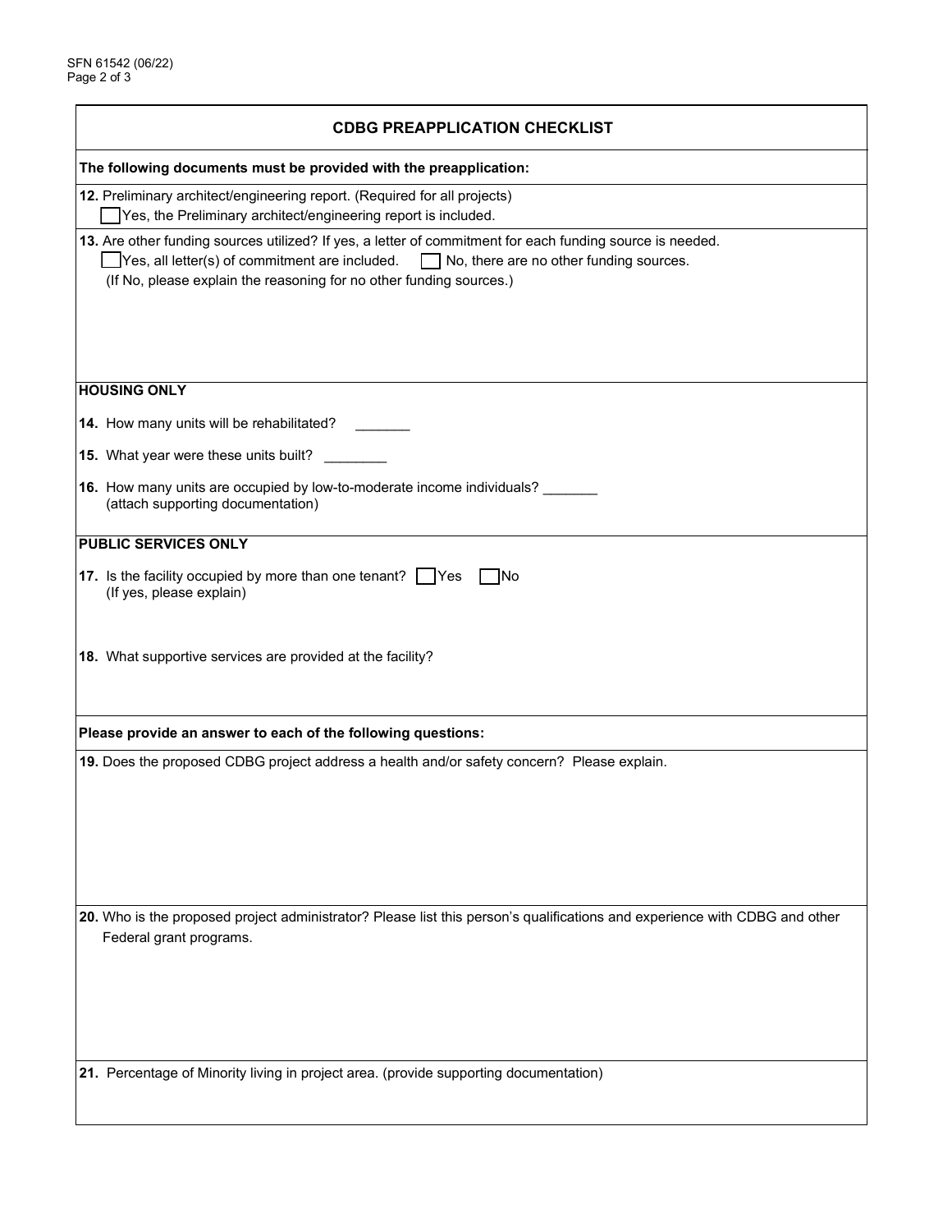## CDBG PREAPPLICATION CHECKLIST

**The following documents must be provided with the preapplication:**

**12.** Preliminary architect/engineering report. (Required for all projects)

☐ Yes, the Preliminary architect/engineering report is included.

**13.** Are other funding sources utilized? If yes, a letter of commitment for each funding source is needed.

☐ Yes, all letter(s) of commitment are included. ☐ No, there are no other funding sources.

(If No, please explain the reasoning for no other funding sources.)

**HOUSING ONLY**

**14.** How many units will be rehabilitated? _______

**15.** What year were these units built? ________

**16.** How many units are occupied by low-to-moderate income individuals? _______
(attach supporting documentation)

**PUBLIC SERVICES ONLY**

**17.** Is the facility occupied by more than one tenant? ☐ Yes ☐ No
(If yes, please explain)

**18.** What supportive services are provided at the facility?

**Please provide an answer to each of the following questions:**

**19.** Does the proposed CDBG project address a health and/or safety concern? Please explain.

**20.** Who is the proposed project administrator? Please list this person's qualifications and experience with CDBG and other Federal grant programs.

**21.** Percentage of Minority living in project area. (provide supporting documentation)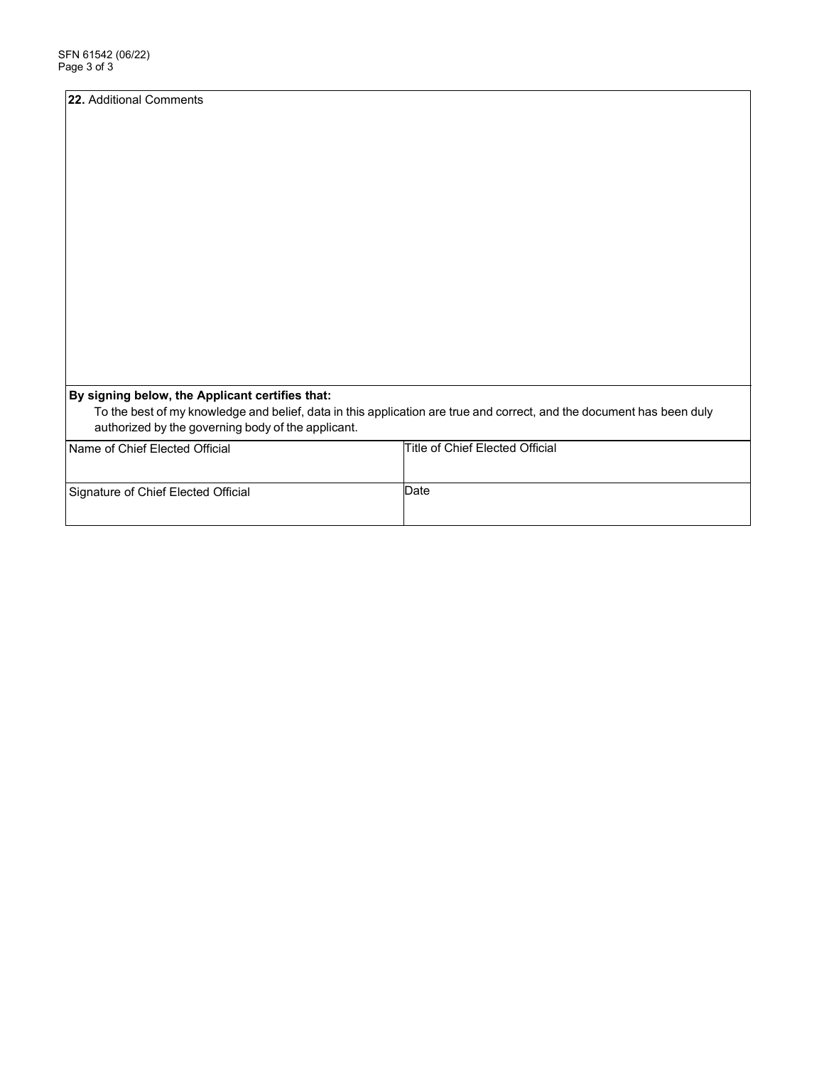**22.** Additional Comments

**By signing below, the Applicant certifies that:**

To the best of my knowledge and belief, data in this application are true and correct, and the document has been duly authorized by the governing body of the applicant.

| | |
|---|---|
| Name of Chief Elected Official | Title of Chief Elected Official |
| Signature of Chief Elected Official | Date |